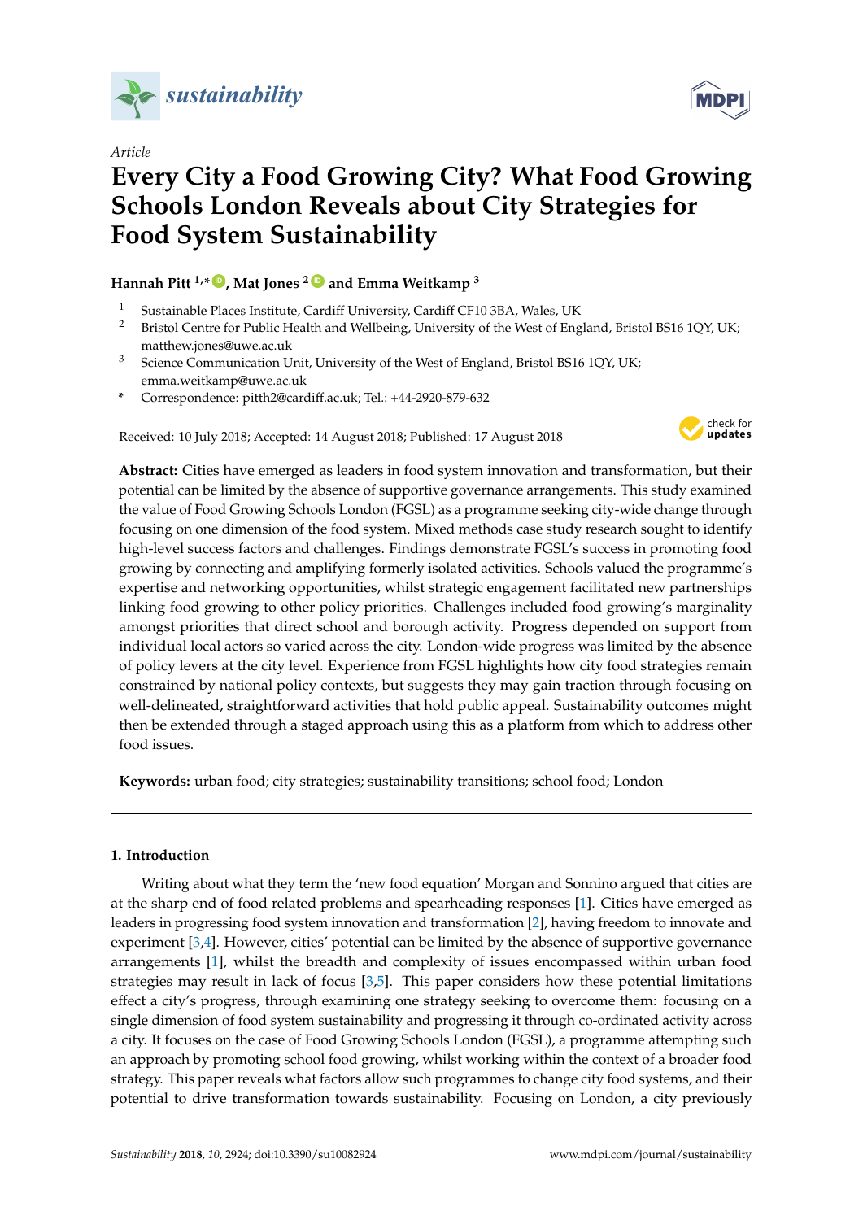*Article*

# Every City a Food Growing City? What Food Growing Schools London Reveals about City Strategies for Food System Sustainability

**Hannah Pitt [1,*], Mat Jones [2] and Emma Weitkamp [3]**

[1] Sustainable Places Institute, Cardiff University, Cardiff CF10 3BA, Wales, UK
[2] Bristol Centre for Public Health and Wellbeing, University of the West of England, Bristol BS16 1QY, UK; matthew.jones@uwe.ac.uk
[3] Science Communication Unit, University of the West of England, Bristol BS16 1QY, UK; emma.weitkamp@uwe.ac.uk
\* Correspondence: pitth2@cardiff.ac.uk; Tel.: +44-2920-879-632

Received: 10 July 2018; Accepted: 14 August 2018; Published: 17 August 2018

**Abstract:** Cities have emerged as leaders in food system innovation and transformation, but their potential can be limited by the absence of supportive governance arrangements. This study examined the value of Food Growing Schools London (FGSL) as a programme seeking city-wide change through focusing on one dimension of the food system. Mixed methods case study research sought to identify high-level success factors and challenges. Findings demonstrate FGSL's success in promoting food growing by connecting and amplifying formerly isolated activities. Schools valued the programme's expertise and networking opportunities, whilst strategic engagement facilitated new partnerships linking food growing to other policy priorities. Challenges included food growing's marginality amongst priorities that direct school and borough activity. Progress depended on support from individual local actors so varied across the city. London-wide progress was limited by the absence of policy levers at the city level. Experience from FGSL highlights how city food strategies remain constrained by national policy contexts, but suggests they may gain traction through focusing on well-delineated, straightforward activities that hold public appeal. Sustainability outcomes might then be extended through a staged approach using this as a platform from which to address other food issues.

**Keywords:** urban food; city strategies; sustainability transitions; school food; London

## 1. Introduction

Writing about what they term the 'new food equation' Morgan and Sonnino argued that cities are at the sharp end of food related problems and spearheading responses [1]. Cities have emerged as leaders in progressing food system innovation and transformation [2], having freedom to innovate and experiment [3,4]. However, cities' potential can be limited by the absence of supportive governance arrangements [1], whilst the breadth and complexity of issues encompassed within urban food strategies may result in lack of focus [3,5]. This paper considers how these potential limitations effect a city's progress, through examining one strategy seeking to overcome them: focusing on a single dimension of food system sustainability and progressing it through co-ordinated activity across a city. It focuses on the case of Food Growing Schools London (FGSL), a programme attempting such an approach by promoting school food growing, whilst working within the context of a broader food strategy. This paper reveals what factors allow such programmes to change city food systems, and their potential to drive transformation towards sustainability. Focusing on London, a city previously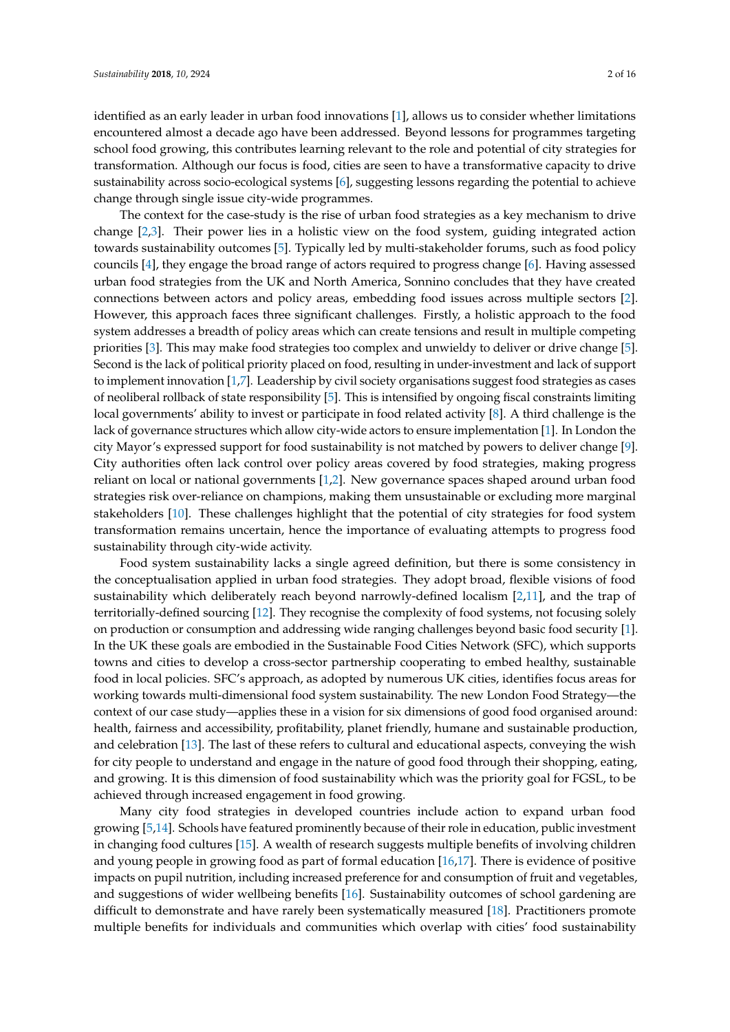identified as an early leader in urban food innovations [1], allows us to consider whether limitations encountered almost a decade ago have been addressed. Beyond lessons for programmes targeting school food growing, this contributes learning relevant to the role and potential of city strategies for transformation. Although our focus is food, cities are seen to have a transformative capacity to drive sustainability across socio-ecological systems [6], suggesting lessons regarding the potential to achieve change through single issue city-wide programmes.

The context for the case-study is the rise of urban food strategies as a key mechanism to drive change [2,3]. Their power lies in a holistic view on the food system, guiding integrated action towards sustainability outcomes [5]. Typically led by multi-stakeholder forums, such as food policy councils [4], they engage the broad range of actors required to progress change [6]. Having assessed urban food strategies from the UK and North America, Sonnino concludes that they have created connections between actors and policy areas, embedding food issues across multiple sectors [2]. However, this approach faces three significant challenges. Firstly, a holistic approach to the food system addresses a breadth of policy areas which can create tensions and result in multiple competing priorities [3]. This may make food strategies too complex and unwieldy to deliver or drive change [5]. Second is the lack of political priority placed on food, resulting in under-investment and lack of support to implement innovation [1,7]. Leadership by civil society organisations suggest food strategies as cases of neoliberal rollback of state responsibility [5]. This is intensified by ongoing fiscal constraints limiting local governments' ability to invest or participate in food related activity [8]. A third challenge is the lack of governance structures which allow city-wide actors to ensure implementation [1]. In London the city Mayor's expressed support for food sustainability is not matched by powers to deliver change [9]. City authorities often lack control over policy areas covered by food strategies, making progress reliant on local or national governments [1,2]. New governance spaces shaped around urban food strategies risk over-reliance on champions, making them unsustainable or excluding more marginal stakeholders [10]. These challenges highlight that the potential of city strategies for food system transformation remains uncertain, hence the importance of evaluating attempts to progress food sustainability through city-wide activity.

Food system sustainability lacks a single agreed definition, but there is some consistency in the conceptualisation applied in urban food strategies. They adopt broad, flexible visions of food sustainability which deliberately reach beyond narrowly-defined localism [2,11], and the trap of territorially-defined sourcing [12]. They recognise the complexity of food systems, not focusing solely on production or consumption and addressing wide ranging challenges beyond basic food security [1]. In the UK these goals are embodied in the Sustainable Food Cities Network (SFC), which supports towns and cities to develop a cross-sector partnership cooperating to embed healthy, sustainable food in local policies. SFC's approach, as adopted by numerous UK cities, identifies focus areas for working towards multi-dimensional food system sustainability. The new London Food Strategy—the context of our case study—applies these in a vision for six dimensions of good food organised around: health, fairness and accessibility, profitability, planet friendly, humane and sustainable production, and celebration [13]. The last of these refers to cultural and educational aspects, conveying the wish for city people to understand and engage in the nature of good food through their shopping, eating, and growing. It is this dimension of food sustainability which was the priority goal for FGSL, to be achieved through increased engagement in food growing.

Many city food strategies in developed countries include action to expand urban food growing [5,14]. Schools have featured prominently because of their role in education, public investment in changing food cultures [15]. A wealth of research suggests multiple benefits of involving children and young people in growing food as part of formal education [16,17]. There is evidence of positive impacts on pupil nutrition, including increased preference for and consumption of fruit and vegetables, and suggestions of wider wellbeing benefits [16]. Sustainability outcomes of school gardening are difficult to demonstrate and have rarely been systematically measured [18]. Practitioners promote multiple benefits for individuals and communities which overlap with cities' food sustainability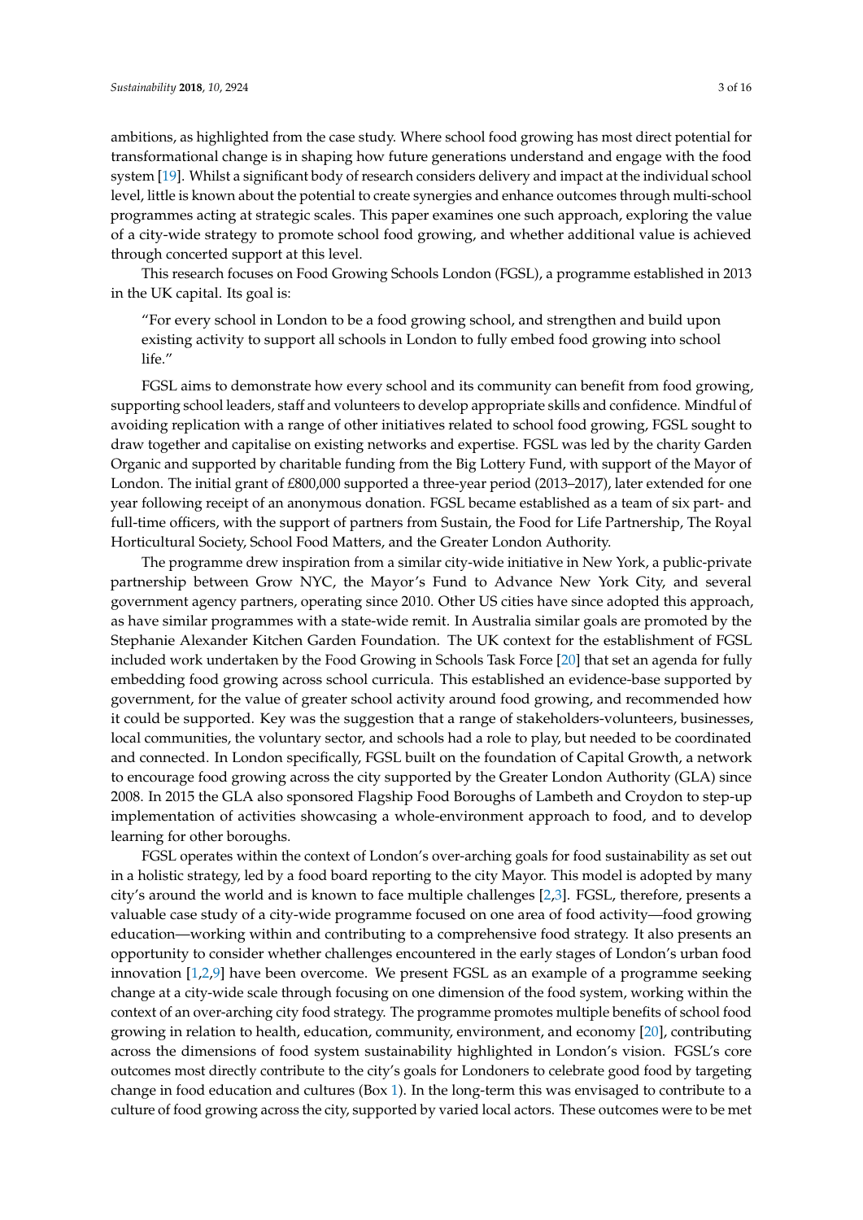ambitions, as highlighted from the case study. Where school food growing has most direct potential for transformational change is in shaping how future generations understand and engage with the food system [19]. Whilst a significant body of research considers delivery and impact at the individual school level, little is known about the potential to create synergies and enhance outcomes through multi-school programmes acting at strategic scales. This paper examines one such approach, exploring the value of a city-wide strategy to promote school food growing, and whether additional value is achieved through concerted support at this level.

This research focuses on Food Growing Schools London (FGSL), a programme established in 2013 in the UK capital. Its goal is:

> "For every school in London to be a food growing school, and strengthen and build upon existing activity to support all schools in London to fully embed food growing into school life."

FGSL aims to demonstrate how every school and its community can benefit from food growing, supporting school leaders, staff and volunteers to develop appropriate skills and confidence. Mindful of avoiding replication with a range of other initiatives related to school food growing, FGSL sought to draw together and capitalise on existing networks and expertise. FGSL was led by the charity Garden Organic and supported by charitable funding from the Big Lottery Fund, with support of the Mayor of London. The initial grant of £800,000 supported a three-year period (2013–2017), later extended for one year following receipt of an anonymous donation. FGSL became established as a team of six part- and full-time officers, with the support of partners from Sustain, the Food for Life Partnership, The Royal Horticultural Society, School Food Matters, and the Greater London Authority.

The programme drew inspiration from a similar city-wide initiative in New York, a public-private partnership between Grow NYC, the Mayor's Fund to Advance New York City, and several government agency partners, operating since 2010. Other US cities have since adopted this approach, as have similar programmes with a state-wide remit. In Australia similar goals are promoted by the Stephanie Alexander Kitchen Garden Foundation. The UK context for the establishment of FGSL included work undertaken by the Food Growing in Schools Task Force [20] that set an agenda for fully embedding food growing across school curricula. This established an evidence-base supported by government, for the value of greater school activity around food growing, and recommended how it could be supported. Key was the suggestion that a range of stakeholders-volunteers, businesses, local communities, the voluntary sector, and schools had a role to play, but needed to be coordinated and connected. In London specifically, FGSL built on the foundation of Capital Growth, a network to encourage food growing across the city supported by the Greater London Authority (GLA) since 2008. In 2015 the GLA also sponsored Flagship Food Boroughs of Lambeth and Croydon to step-up implementation of activities showcasing a whole-environment approach to food, and to develop learning for other boroughs.

FGSL operates within the context of London's over-arching goals for food sustainability as set out in a holistic strategy, led by a food board reporting to the city Mayor. This model is adopted by many city's around the world and is known to face multiple challenges [2,3]. FGSL, therefore, presents a valuable case study of a city-wide programme focused on one area of food activity—food growing education—working within and contributing to a comprehensive food strategy. It also presents an opportunity to consider whether challenges encountered in the early stages of London's urban food innovation [1,2,9] have been overcome. We present FGSL as an example of a programme seeking change at a city-wide scale through focusing on one dimension of the food system, working within the context of an over-arching city food strategy. The programme promotes multiple benefits of school food growing in relation to health, education, community, environment, and economy [20], contributing across the dimensions of food system sustainability highlighted in London's vision. FGSL's core outcomes most directly contribute to the city's goals for Londoners to celebrate good food by targeting change in food education and cultures (Box 1). In the long-term this was envisaged to contribute to a culture of food growing across the city, supported by varied local actors. These outcomes were to be met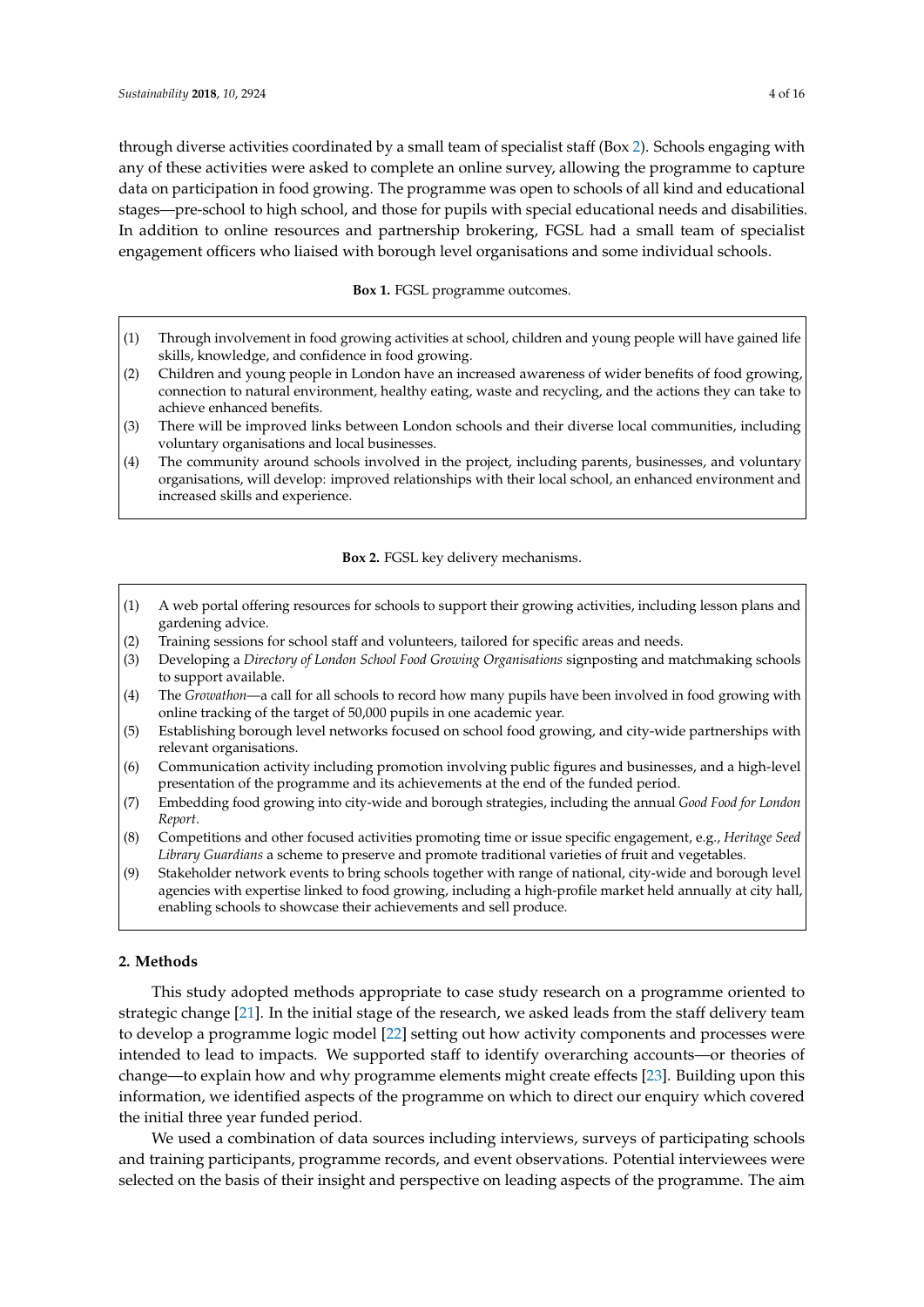through diverse activities coordinated by a small team of specialist staff (Box 2). Schools engaging with any of these activities were asked to complete an online survey, allowing the programme to capture data on participation in food growing. The programme was open to schools of all kind and educational stages—pre-school to high school, and those for pupils with special educational needs and disabilities. In addition to online resources and partnership brokering, FGSL had a small team of specialist engagement officers who liaised with borough level organisations and some individual schools.

**Box 1.** FGSL programme outcomes.

(1) Through involvement in food growing activities at school, children and young people will have gained life skills, knowledge, and confidence in food growing.
(2) Children and young people in London have an increased awareness of wider benefits of food growing, connection to natural environment, healthy eating, waste and recycling, and the actions they can take to achieve enhanced benefits.
(3) There will be improved links between London schools and their diverse local communities, including voluntary organisations and local businesses.
(4) The community around schools involved in the project, including parents, businesses, and voluntary organisations, will develop: improved relationships with their local school, an enhanced environment and increased skills and experience.

**Box 2.** FGSL key delivery mechanisms.

(1) A web portal offering resources for schools to support their growing activities, including lesson plans and gardening advice.
(2) Training sessions for school staff and volunteers, tailored for specific areas and needs.
(3) Developing a *Directory of London School Food Growing Organisations* signposting and matchmaking schools to support available.
(4) The *Growathon*—a call for all schools to record how many pupils have been involved in food growing with online tracking of the target of 50,000 pupils in one academic year.
(5) Establishing borough level networks focused on school food growing, and city-wide partnerships with relevant organisations.
(6) Communication activity including promotion involving public figures and businesses, and a high-level presentation of the programme and its achievements at the end of the funded period.
(7) Embedding food growing into city-wide and borough strategies, including the annual *Good Food for London Report*.
(8) Competitions and other focused activities promoting time or issue specific engagement, e.g., *Heritage Seed Library Guardians* a scheme to preserve and promote traditional varieties of fruit and vegetables.
(9) Stakeholder network events to bring schools together with range of national, city-wide and borough level agencies with expertise linked to food growing, including a high-profile market held annually at city hall, enabling schools to showcase their achievements and sell produce.

## 2. Methods

This study adopted methods appropriate to case study research on a programme oriented to strategic change [21]. In the initial stage of the research, we asked leads from the staff delivery team to develop a programme logic model [22] setting out how activity components and processes were intended to lead to impacts. We supported staff to identify overarching accounts—or theories of change—to explain how and why programme elements might create effects [23]. Building upon this information, we identified aspects of the programme on which to direct our enquiry which covered the initial three year funded period.

We used a combination of data sources including interviews, surveys of participating schools and training participants, programme records, and event observations. Potential interviewees were selected on the basis of their insight and perspective on leading aspects of the programme. The aim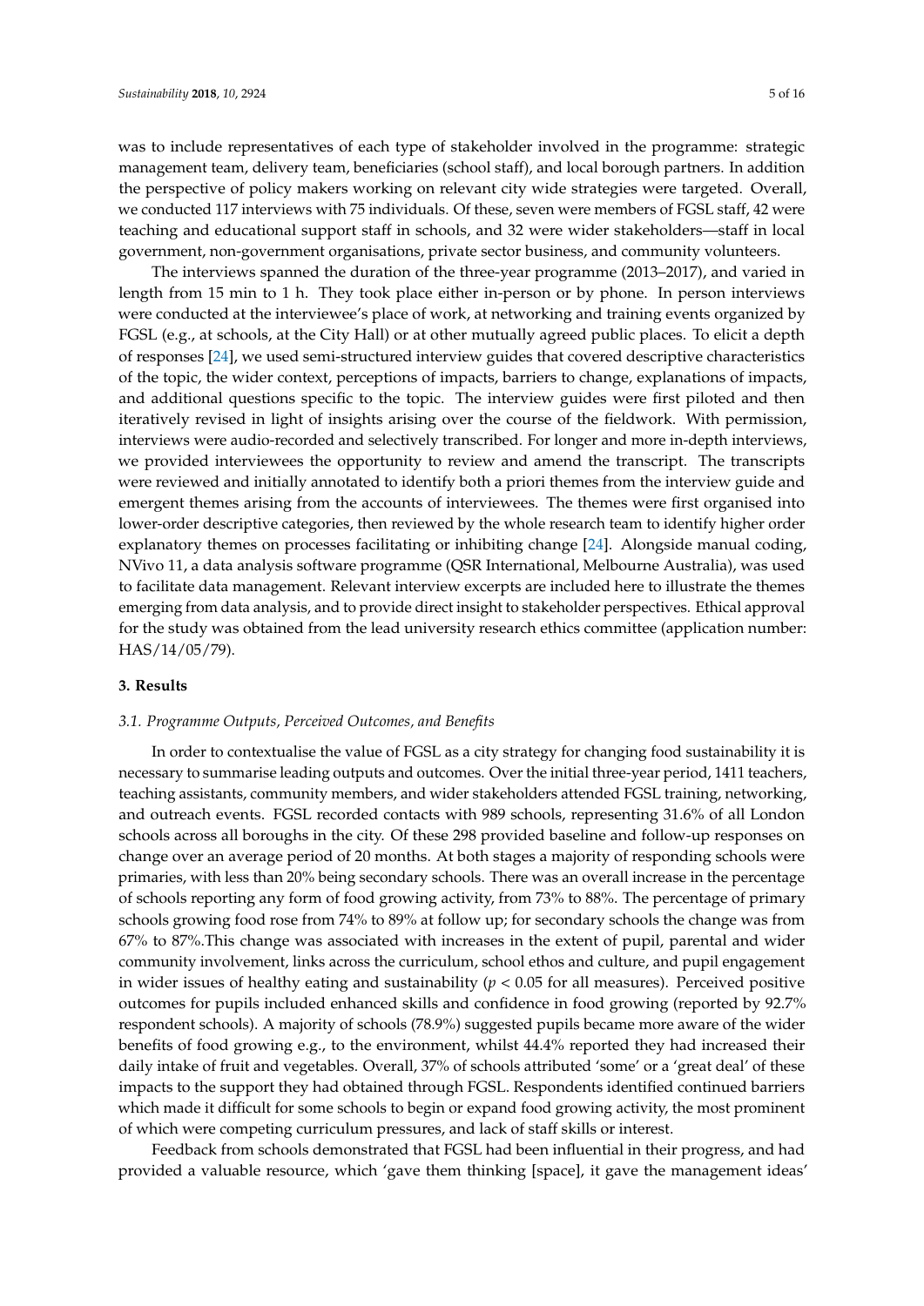was to include representatives of each type of stakeholder involved in the programme: strategic management team, delivery team, beneficiaries (school staff), and local borough partners. In addition the perspective of policy makers working on relevant city wide strategies were targeted. Overall, we conducted 117 interviews with 75 individuals. Of these, seven were members of FGSL staff, 42 were teaching and educational support staff in schools, and 32 were wider stakeholders—staff in local government, non-government organisations, private sector business, and community volunteers.

The interviews spanned the duration of the three-year programme (2013–2017), and varied in length from 15 min to 1 h. They took place either in-person or by phone. In person interviews were conducted at the interviewee's place of work, at networking and training events organized by FGSL (e.g., at schools, at the City Hall) or at other mutually agreed public places. To elicit a depth of responses [24], we used semi-structured interview guides that covered descriptive characteristics of the topic, the wider context, perceptions of impacts, barriers to change, explanations of impacts, and additional questions specific to the topic. The interview guides were first piloted and then iteratively revised in light of insights arising over the course of the fieldwork. With permission, interviews were audio-recorded and selectively transcribed. For longer and more in-depth interviews, we provided interviewees the opportunity to review and amend the transcript. The transcripts were reviewed and initially annotated to identify both a priori themes from the interview guide and emergent themes arising from the accounts of interviewees. The themes were first organised into lower-order descriptive categories, then reviewed by the whole research team to identify higher order explanatory themes on processes facilitating or inhibiting change [24]. Alongside manual coding, NVivo 11, a data analysis software programme (QSR International, Melbourne Australia), was used to facilitate data management. Relevant interview excerpts are included here to illustrate the themes emerging from data analysis, and to provide direct insight to stakeholder perspectives. Ethical approval for the study was obtained from the lead university research ethics committee (application number: HAS/14/05/79).

## 3. Results

### *3.1. Programme Outputs, Perceived Outcomes, and Benefits*

In order to contextualise the value of FGSL as a city strategy for changing food sustainability it is necessary to summarise leading outputs and outcomes. Over the initial three-year period, 1411 teachers, teaching assistants, community members, and wider stakeholders attended FGSL training, networking, and outreach events. FGSL recorded contacts with 989 schools, representing 31.6% of all London schools across all boroughs in the city. Of these 298 provided baseline and follow-up responses on change over an average period of 20 months. At both stages a majority of responding schools were primaries, with less than 20% being secondary schools. There was an overall increase in the percentage of schools reporting any form of food growing activity, from 73% to 88%. The percentage of primary schools growing food rose from 74% to 89% at follow up; for secondary schools the change was from 67% to 87%.This change was associated with increases in the extent of pupil, parental and wider community involvement, links across the curriculum, school ethos and culture, and pupil engagement in wider issues of healthy eating and sustainability ($p < 0.05$ for all measures). Perceived positive outcomes for pupils included enhanced skills and confidence in food growing (reported by 92.7% respondent schools). A majority of schools (78.9%) suggested pupils became more aware of the wider benefits of food growing e.g., to the environment, whilst 44.4% reported they had increased their daily intake of fruit and vegetables. Overall, 37% of schools attributed 'some' or a 'great deal' of these impacts to the support they had obtained through FGSL. Respondents identified continued barriers which made it difficult for some schools to begin or expand food growing activity, the most prominent of which were competing curriculum pressures, and lack of staff skills or interest.

Feedback from schools demonstrated that FGSL had been influential in their progress, and had provided a valuable resource, which 'gave them thinking [space], it gave the management ideas'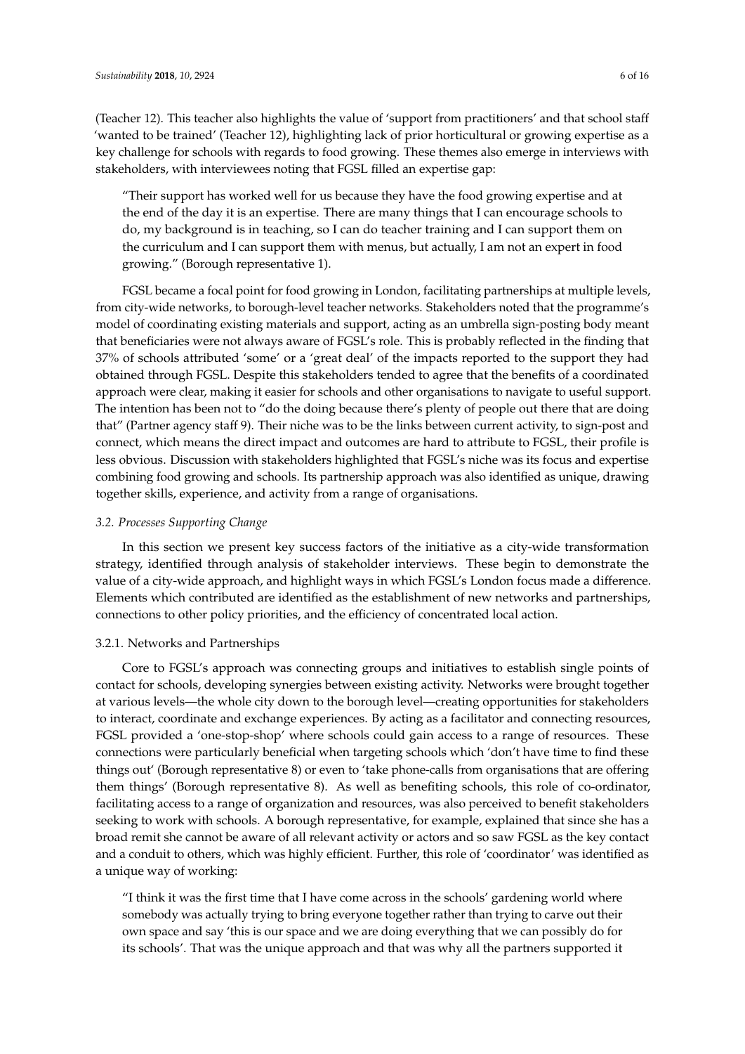(Teacher 12). This teacher also highlights the value of 'support from practitioners' and that school staff 'wanted to be trained' (Teacher 12), highlighting lack of prior horticultural or growing expertise as a key challenge for schools with regards to food growing. These themes also emerge in interviews with stakeholders, with interviewees noting that FGSL filled an expertise gap:

> "Their support has worked well for us because they have the food growing expertise and at the end of the day it is an expertise. There are many things that I can encourage schools to do, my background is in teaching, so I can do teacher training and I can support them on the curriculum and I can support them with menus, but actually, I am not an expert in food growing." (Borough representative 1).

FGSL became a focal point for food growing in London, facilitating partnerships at multiple levels, from city-wide networks, to borough-level teacher networks. Stakeholders noted that the programme's model of coordinating existing materials and support, acting as an umbrella sign-posting body meant that beneficiaries were not always aware of FGSL's role. This is probably reflected in the finding that 37% of schools attributed 'some' or a 'great deal' of the impacts reported to the support they had obtained through FGSL. Despite this stakeholders tended to agree that the benefits of a coordinated approach were clear, making it easier for schools and other organisations to navigate to useful support. The intention has been not to "do the doing because there's plenty of people out there that are doing that" (Partner agency staff 9). Their niche was to be the links between current activity, to sign-post and connect, which means the direct impact and outcomes are hard to attribute to FGSL, their profile is less obvious. Discussion with stakeholders highlighted that FGSL's niche was its focus and expertise combining food growing and schools. Its partnership approach was also identified as unique, drawing together skills, experience, and activity from a range of organisations.

### *3.2. Processes Supporting Change*

In this section we present key success factors of the initiative as a city-wide transformation strategy, identified through analysis of stakeholder interviews. These begin to demonstrate the value of a city-wide approach, and highlight ways in which FGSL's London focus made a difference. Elements which contributed are identified as the establishment of new networks and partnerships, connections to other policy priorities, and the efficiency of concentrated local action.

#### 3.2.1. Networks and Partnerships

Core to FGSL's approach was connecting groups and initiatives to establish single points of contact for schools, developing synergies between existing activity. Networks were brought together at various levels—the whole city down to the borough level—creating opportunities for stakeholders to interact, coordinate and exchange experiences. By acting as a facilitator and connecting resources, FGSL provided a 'one-stop-shop' where schools could gain access to a range of resources. These connections were particularly beneficial when targeting schools which 'don't have time to find these things out' (Borough representative 8) or even to 'take phone-calls from organisations that are offering them things' (Borough representative 8). As well as benefiting schools, this role of co-ordinator, facilitating access to a range of organization and resources, was also perceived to benefit stakeholders seeking to work with schools. A borough representative, for example, explained that since she has a broad remit she cannot be aware of all relevant activity or actors and so saw FGSL as the key contact and a conduit to others, which was highly efficient. Further, this role of 'coordinator' was identified as a unique way of working:

> "I think it was the first time that I have come across in the schools' gardening world where somebody was actually trying to bring everyone together rather than trying to carve out their own space and say 'this is our space and we are doing everything that we can possibly do for its schools'. That was the unique approach and that was why all the partners supported it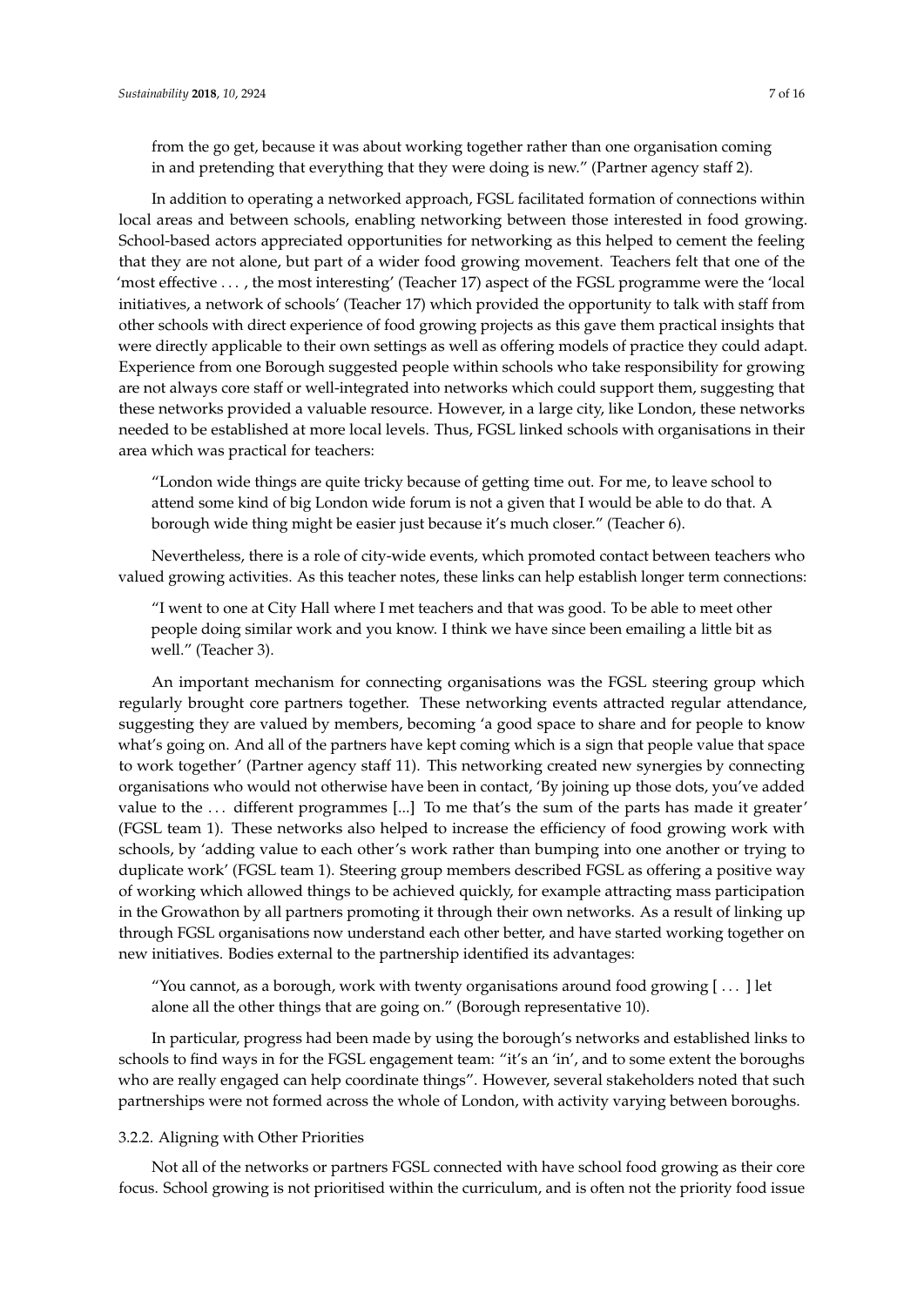from the go get, because it was about working together rather than one organisation coming in and pretending that everything that they were doing is new." (Partner agency staff 2).

In addition to operating a networked approach, FGSL facilitated formation of connections within local areas and between schools, enabling networking between those interested in food growing. School-based actors appreciated opportunities for networking as this helped to cement the feeling that they are not alone, but part of a wider food growing movement. Teachers felt that one of the 'most effective . . . , the most interesting' (Teacher 17) aspect of the FGSL programme were the 'local initiatives, a network of schools' (Teacher 17) which provided the opportunity to talk with staff from other schools with direct experience of food growing projects as this gave them practical insights that were directly applicable to their own settings as well as offering models of practice they could adapt. Experience from one Borough suggested people within schools who take responsibility for growing are not always core staff or well-integrated into networks which could support them, suggesting that these networks provided a valuable resource. However, in a large city, like London, these networks needed to be established at more local levels. Thus, FGSL linked schools with organisations in their area which was practical for teachers:

> "London wide things are quite tricky because of getting time out. For me, to leave school to attend some kind of big London wide forum is not a given that I would be able to do that. A borough wide thing might be easier just because it's much closer." (Teacher 6).

Nevertheless, there is a role of city-wide events, which promoted contact between teachers who valued growing activities. As this teacher notes, these links can help establish longer term connections:

> "I went to one at City Hall where I met teachers and that was good. To be able to meet other people doing similar work and you know. I think we have since been emailing a little bit as well." (Teacher 3).

An important mechanism for connecting organisations was the FGSL steering group which regularly brought core partners together. These networking events attracted regular attendance, suggesting they are valued by members, becoming 'a good space to share and for people to know what's going on. And all of the partners have kept coming which is a sign that people value that space to work together' (Partner agency staff 11). This networking created new synergies by connecting organisations who would not otherwise have been in contact, 'By joining up those dots, you've added value to the . . . different programmes [...] To me that's the sum of the parts has made it greater' (FGSL team 1). These networks also helped to increase the efficiency of food growing work with schools, by 'adding value to each other's work rather than bumping into one another or trying to duplicate work' (FGSL team 1). Steering group members described FGSL as offering a positive way of working which allowed things to be achieved quickly, for example attracting mass participation in the Growathon by all partners promoting it through their own networks. As a result of linking up through FGSL organisations now understand each other better, and have started working together on new initiatives. Bodies external to the partnership identified its advantages:

> "You cannot, as a borough, work with twenty organisations around food growing [ . . . ] let alone all the other things that are going on." (Borough representative 10).

In particular, progress had been made by using the borough's networks and established links to schools to find ways in for the FGSL engagement team: "it's an 'in', and to some extent the boroughs who are really engaged can help coordinate things". However, several stakeholders noted that such partnerships were not formed across the whole of London, with activity varying between boroughs.

#### 3.2.2. Aligning with Other Priorities

Not all of the networks or partners FGSL connected with have school food growing as their core focus. School growing is not prioritised within the curriculum, and is often not the priority food issue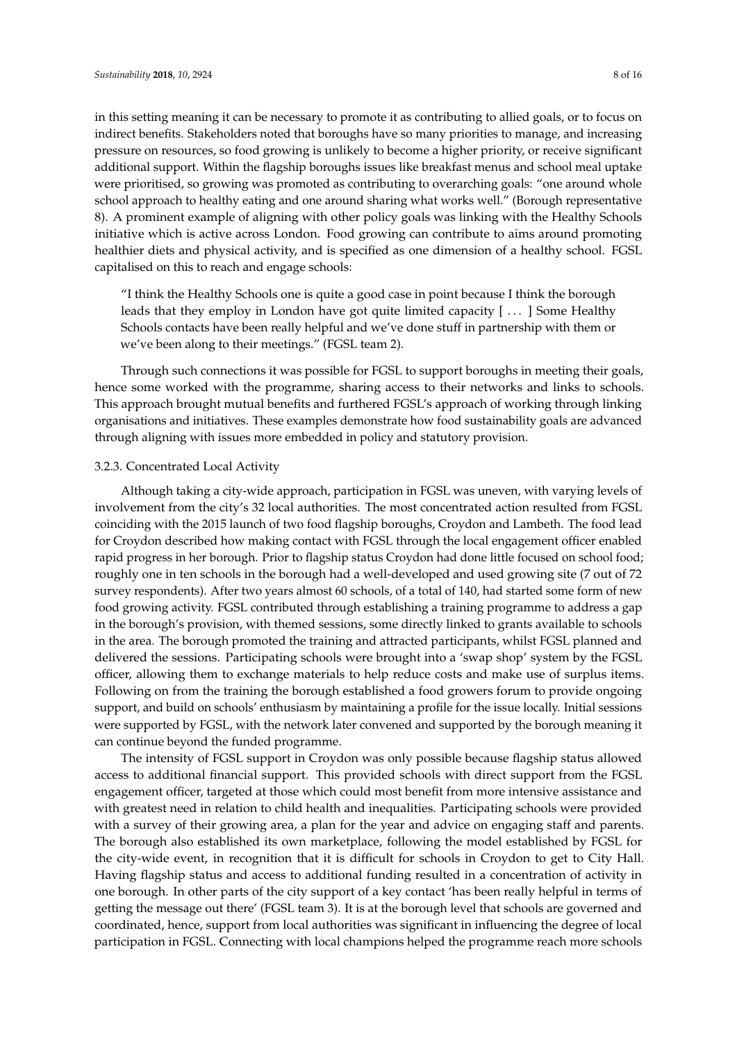in this setting meaning it can be necessary to promote it as contributing to allied goals, or to focus on indirect benefits. Stakeholders noted that boroughs have so many priorities to manage, and increasing pressure on resources, so food growing is unlikely to become a higher priority, or receive significant additional support. Within the flagship boroughs issues like breakfast menus and school meal uptake were prioritised, so growing was promoted as contributing to overarching goals: "one around whole school approach to healthy eating and one around sharing what works well." (Borough representative 8). A prominent example of aligning with other policy goals was linking with the Healthy Schools initiative which is active across London. Food growing can contribute to aims around promoting healthier diets and physical activity, and is specified as one dimension of a healthy school. FGSL capitalised on this to reach and engage schools:

> "I think the Healthy Schools one is quite a good case in point because I think the borough leads that they employ in London have got quite limited capacity [ . . . ] Some Healthy Schools contacts have been really helpful and we've done stuff in partnership with them or we've been along to their meetings." (FGSL team 2).

Through such connections it was possible for FGSL to support boroughs in meeting their goals, hence some worked with the programme, sharing access to their networks and links to schools. This approach brought mutual benefits and furthered FGSL's approach of working through linking organisations and initiatives. These examples demonstrate how food sustainability goals are advanced through aligning with issues more embedded in policy and statutory provision.

#### 3.2.3. Concentrated Local Activity

Although taking a city-wide approach, participation in FGSL was uneven, with varying levels of involvement from the city's 32 local authorities. The most concentrated action resulted from FGSL coinciding with the 2015 launch of two food flagship boroughs, Croydon and Lambeth. The food lead for Croydon described how making contact with FGSL through the local engagement officer enabled rapid progress in her borough. Prior to flagship status Croydon had done little focused on school food; roughly one in ten schools in the borough had a well-developed and used growing site (7 out of 72 survey respondents). After two years almost 60 schools, of a total of 140, had started some form of new food growing activity. FGSL contributed through establishing a training programme to address a gap in the borough's provision, with themed sessions, some directly linked to grants available to schools in the area. The borough promoted the training and attracted participants, whilst FGSL planned and delivered the sessions. Participating schools were brought into a 'swap shop' system by the FGSL officer, allowing them to exchange materials to help reduce costs and make use of surplus items. Following on from the training the borough established a food growers forum to provide ongoing support, and build on schools' enthusiasm by maintaining a profile for the issue locally. Initial sessions were supported by FGSL, with the network later convened and supported by the borough meaning it can continue beyond the funded programme.

The intensity of FGSL support in Croydon was only possible because flagship status allowed access to additional financial support. This provided schools with direct support from the FGSL engagement officer, targeted at those which could most benefit from more intensive assistance and with greatest need in relation to child health and inequalities. Participating schools were provided with a survey of their growing area, a plan for the year and advice on engaging staff and parents. The borough also established its own marketplace, following the model established by FGSL for the city-wide event, in recognition that it is difficult for schools in Croydon to get to City Hall. Having flagship status and access to additional funding resulted in a concentration of activity in one borough. In other parts of the city support of a key contact 'has been really helpful in terms of getting the message out there' (FGSL team 3). It is at the borough level that schools are governed and coordinated, hence, support from local authorities was significant in influencing the degree of local participation in FGSL. Connecting with local champions helped the programme reach more schools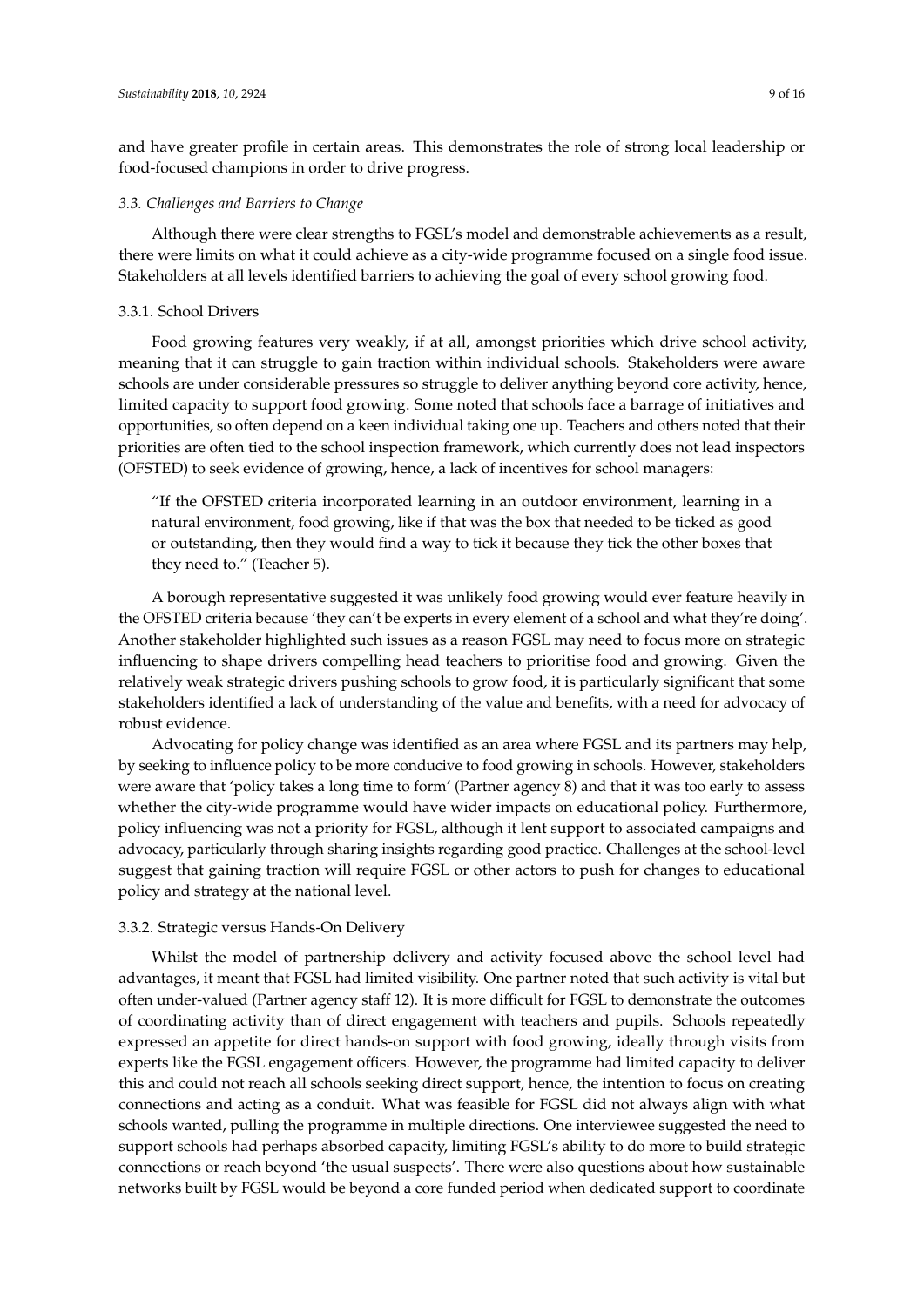and have greater profile in certain areas. This demonstrates the role of strong local leadership or food-focused champions in order to drive progress.

### *3.3. Challenges and Barriers to Change*

Although there were clear strengths to FGSL's model and demonstrable achievements as a result, there were limits on what it could achieve as a city-wide programme focused on a single food issue. Stakeholders at all levels identified barriers to achieving the goal of every school growing food.

#### 3.3.1. School Drivers

Food growing features very weakly, if at all, amongst priorities which drive school activity, meaning that it can struggle to gain traction within individual schools. Stakeholders were aware schools are under considerable pressures so struggle to deliver anything beyond core activity, hence, limited capacity to support food growing. Some noted that schools face a barrage of initiatives and opportunities, so often depend on a keen individual taking one up. Teachers and others noted that their priorities are often tied to the school inspection framework, which currently does not lead inspectors (OFSTED) to seek evidence of growing, hence, a lack of incentives for school managers:

> "If the OFSTED criteria incorporated learning in an outdoor environment, learning in a natural environment, food growing, like if that was the box that needed to be ticked as good or outstanding, then they would find a way to tick it because they tick the other boxes that they need to." (Teacher 5).

A borough representative suggested it was unlikely food growing would ever feature heavily in the OFSTED criteria because 'they can't be experts in every element of a school and what they're doing'. Another stakeholder highlighted such issues as a reason FGSL may need to focus more on strategic influencing to shape drivers compelling head teachers to prioritise food and growing. Given the relatively weak strategic drivers pushing schools to grow food, it is particularly significant that some stakeholders identified a lack of understanding of the value and benefits, with a need for advocacy of robust evidence.

Advocating for policy change was identified as an area where FGSL and its partners may help, by seeking to influence policy to be more conducive to food growing in schools. However, stakeholders were aware that 'policy takes a long time to form' (Partner agency 8) and that it was too early to assess whether the city-wide programme would have wider impacts on educational policy. Furthermore, policy influencing was not a priority for FGSL, although it lent support to associated campaigns and advocacy, particularly through sharing insights regarding good practice. Challenges at the school-level suggest that gaining traction will require FGSL or other actors to push for changes to educational policy and strategy at the national level.

#### 3.3.2. Strategic versus Hands-On Delivery

Whilst the model of partnership delivery and activity focused above the school level had advantages, it meant that FGSL had limited visibility. One partner noted that such activity is vital but often under-valued (Partner agency staff 12). It is more difficult for FGSL to demonstrate the outcomes of coordinating activity than of direct engagement with teachers and pupils. Schools repeatedly expressed an appetite for direct hands-on support with food growing, ideally through visits from experts like the FGSL engagement officers. However, the programme had limited capacity to deliver this and could not reach all schools seeking direct support, hence, the intention to focus on creating connections and acting as a conduit. What was feasible for FGSL did not always align with what schools wanted, pulling the programme in multiple directions. One interviewee suggested the need to support schools had perhaps absorbed capacity, limiting FGSL's ability to do more to build strategic connections or reach beyond 'the usual suspects'. There were also questions about how sustainable networks built by FGSL would be beyond a core funded period when dedicated support to coordinate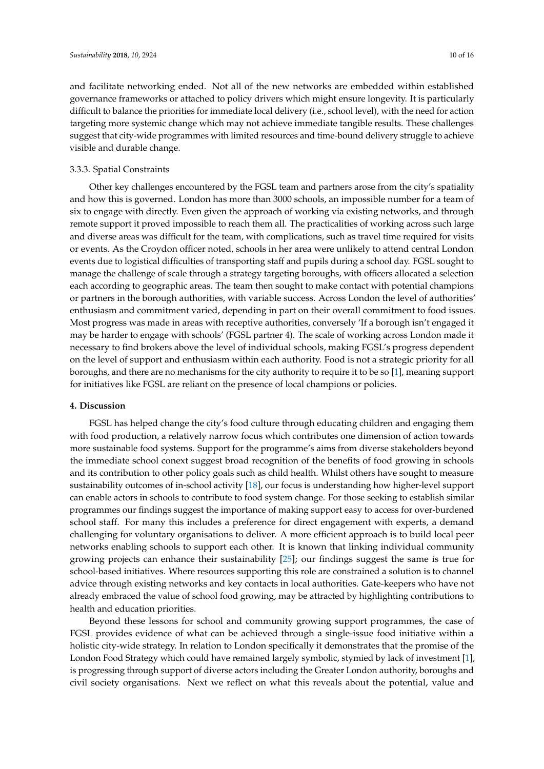and facilitate networking ended. Not all of the new networks are embedded within established governance frameworks or attached to policy drivers which might ensure longevity. It is particularly difficult to balance the priorities for immediate local delivery (i.e., school level), with the need for action targeting more systemic change which may not achieve immediate tangible results. These challenges suggest that city-wide programmes with limited resources and time-bound delivery struggle to achieve visible and durable change.

#### 3.3.3. Spatial Constraints

Other key challenges encountered by the FGSL team and partners arose from the city's spatiality and how this is governed. London has more than 3000 schools, an impossible number for a team of six to engage with directly. Even given the approach of working via existing networks, and through remote support it proved impossible to reach them all. The practicalities of working across such large and diverse areas was difficult for the team, with complications, such as travel time required for visits or events. As the Croydon officer noted, schools in her area were unlikely to attend central London events due to logistical difficulties of transporting staff and pupils during a school day. FGSL sought to manage the challenge of scale through a strategy targeting boroughs, with officers allocated a selection each according to geographic areas. The team then sought to make contact with potential champions or partners in the borough authorities, with variable success. Across London the level of authorities' enthusiasm and commitment varied, depending in part on their overall commitment to food issues. Most progress was made in areas with receptive authorities, conversely 'If a borough isn't engaged it may be harder to engage with schools' (FGSL partner 4). The scale of working across London made it necessary to find brokers above the level of individual schools, making FGSL's progress dependent on the level of support and enthusiasm within each authority. Food is not a strategic priority for all boroughs, and there are no mechanisms for the city authority to require it to be so [1], meaning support for initiatives like FGSL are reliant on the presence of local champions or policies.

## 4. Discussion

FGSL has helped change the city's food culture through educating children and engaging them with food production, a relatively narrow focus which contributes one dimension of action towards more sustainable food systems. Support for the programme's aims from diverse stakeholders beyond the immediate school conext suggest broad recognition of the benefits of food growing in schools and its contribution to other policy goals such as child health. Whilst others have sought to measure sustainability outcomes of in-school activity [18], our focus is understanding how higher-level support can enable actors in schools to contribute to food system change. For those seeking to establish similar programmes our findings suggest the importance of making support easy to access for over-burdened school staff. For many this includes a preference for direct engagement with experts, a demand challenging for voluntary organisations to deliver. A more efficient approach is to build local peer networks enabling schools to support each other. It is known that linking individual community growing projects can enhance their sustainability [25]; our findings suggest the same is true for school-based initiatives. Where resources supporting this role are constrained a solution is to channel advice through existing networks and key contacts in local authorities. Gate-keepers who have not already embraced the value of school food growing, may be attracted by highlighting contributions to health and education priorities.

Beyond these lessons for school and community growing support programmes, the case of FGSL provides evidence of what can be achieved through a single-issue food initiative within a holistic city-wide strategy. In relation to London specifically it demonstrates that the promise of the London Food Strategy which could have remained largely symbolic, stymied by lack of investment [1], is progressing through support of diverse actors including the Greater London authority, boroughs and civil society organisations. Next we reflect on what this reveals about the potential, value and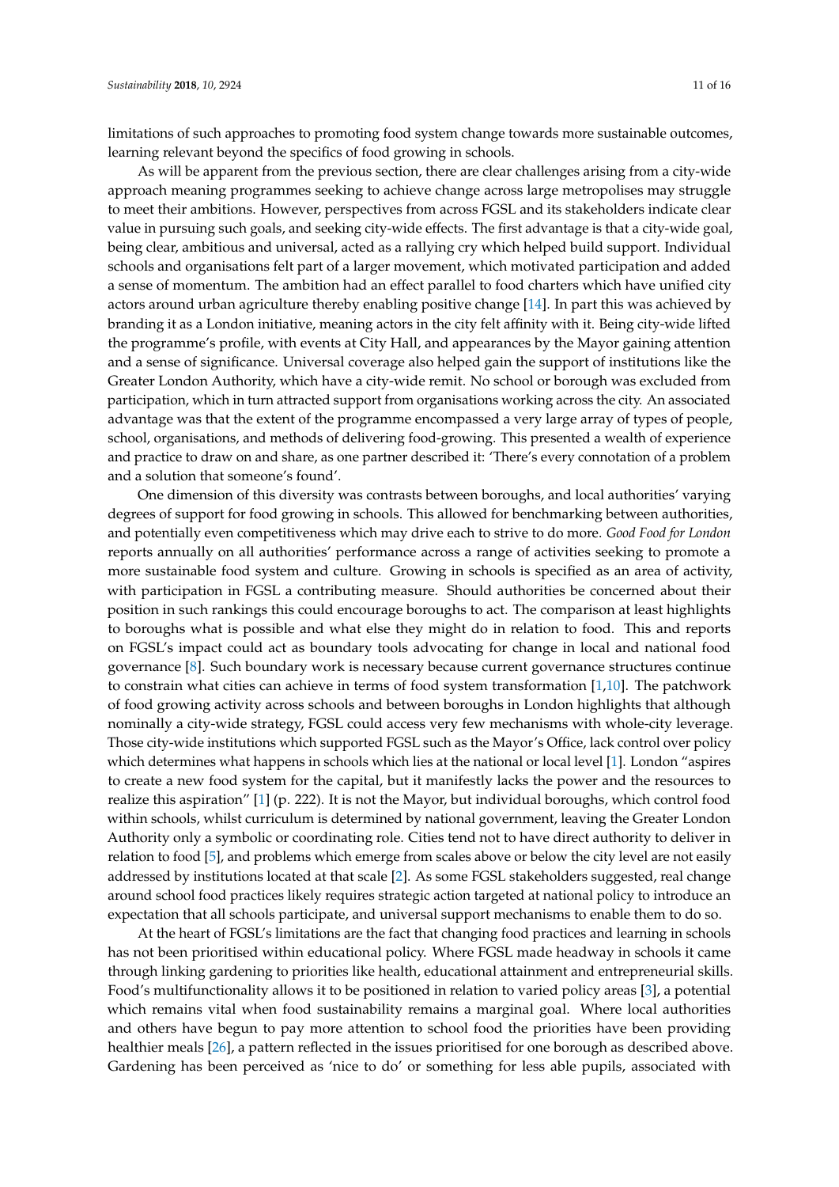limitations of such approaches to promoting food system change towards more sustainable outcomes, learning relevant beyond the specifics of food growing in schools.

As will be apparent from the previous section, there are clear challenges arising from a city-wide approach meaning programmes seeking to achieve change across large metropolises may struggle to meet their ambitions. However, perspectives from across FGSL and its stakeholders indicate clear value in pursuing such goals, and seeking city-wide effects. The first advantage is that a city-wide goal, being clear, ambitious and universal, acted as a rallying cry which helped build support. Individual schools and organisations felt part of a larger movement, which motivated participation and added a sense of momentum. The ambition had an effect parallel to food charters which have unified city actors around urban agriculture thereby enabling positive change [14]. In part this was achieved by branding it as a London initiative, meaning actors in the city felt affinity with it. Being city-wide lifted the programme's profile, with events at City Hall, and appearances by the Mayor gaining attention and a sense of significance. Universal coverage also helped gain the support of institutions like the Greater London Authority, which have a city-wide remit. No school or borough was excluded from participation, which in turn attracted support from organisations working across the city. An associated advantage was that the extent of the programme encompassed a very large array of types of people, school, organisations, and methods of delivering food-growing. This presented a wealth of experience and practice to draw on and share, as one partner described it: 'There's every connotation of a problem and a solution that someone's found'.

One dimension of this diversity was contrasts between boroughs, and local authorities' varying degrees of support for food growing in schools. This allowed for benchmarking between authorities, and potentially even competitiveness which may drive each to strive to do more. *Good Food for London* reports annually on all authorities' performance across a range of activities seeking to promote a more sustainable food system and culture. Growing in schools is specified as an area of activity, with participation in FGSL a contributing measure. Should authorities be concerned about their position in such rankings this could encourage boroughs to act. The comparison at least highlights to boroughs what is possible and what else they might do in relation to food. This and reports on FGSL's impact could act as boundary tools advocating for change in local and national food governance [8]. Such boundary work is necessary because current governance structures continue to constrain what cities can achieve in terms of food system transformation [1,10]. The patchwork of food growing activity across schools and between boroughs in London highlights that although nominally a city-wide strategy, FGSL could access very few mechanisms with whole-city leverage. Those city-wide institutions which supported FGSL such as the Mayor's Office, lack control over policy which determines what happens in schools which lies at the national or local level [1]. London "aspires to create a new food system for the capital, but it manifestly lacks the power and the resources to realize this aspiration" [1] (p. 222). It is not the Mayor, but individual boroughs, which control food within schools, whilst curriculum is determined by national government, leaving the Greater London Authority only a symbolic or coordinating role. Cities tend not to have direct authority to deliver in relation to food [5], and problems which emerge from scales above or below the city level are not easily addressed by institutions located at that scale [2]. As some FGSL stakeholders suggested, real change around school food practices likely requires strategic action targeted at national policy to introduce an expectation that all schools participate, and universal support mechanisms to enable them to do so.

At the heart of FGSL's limitations are the fact that changing food practices and learning in schools has not been prioritised within educational policy. Where FGSL made headway in schools it came through linking gardening to priorities like health, educational attainment and entrepreneurial skills. Food's multifunctionality allows it to be positioned in relation to varied policy areas [3], a potential which remains vital when food sustainability remains a marginal goal. Where local authorities and others have begun to pay more attention to school food the priorities have been providing healthier meals [26], a pattern reflected in the issues prioritised for one borough as described above. Gardening has been perceived as 'nice to do' or something for less able pupils, associated with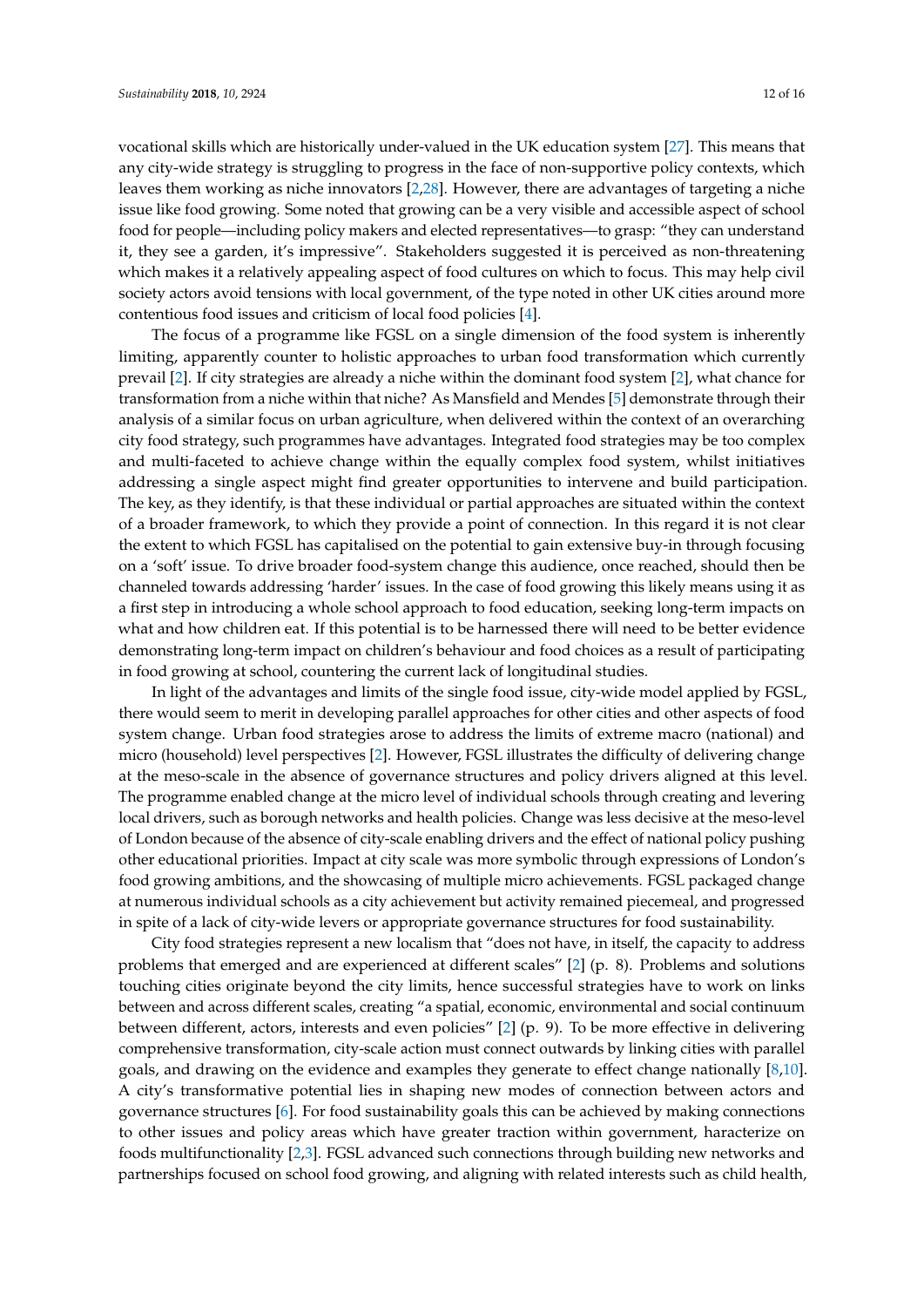vocational skills which are historically under-valued in the UK education system [27]. This means that any city-wide strategy is struggling to progress in the face of non-supportive policy contexts, which leaves them working as niche innovators [2,28]. However, there are advantages of targeting a niche issue like food growing. Some noted that growing can be a very visible and accessible aspect of school food for people—including policy makers and elected representatives—to grasp: "they can understand it, they see a garden, it's impressive". Stakeholders suggested it is perceived as non-threatening which makes it a relatively appealing aspect of food cultures on which to focus. This may help civil society actors avoid tensions with local government, of the type noted in other UK cities around more contentious food issues and criticism of local food policies [4].

The focus of a programme like FGSL on a single dimension of the food system is inherently limiting, apparently counter to holistic approaches to urban food transformation which currently prevail [2]. If city strategies are already a niche within the dominant food system [2], what chance for transformation from a niche within that niche? As Mansfield and Mendes [5] demonstrate through their analysis of a similar focus on urban agriculture, when delivered within the context of an overarching city food strategy, such programmes have advantages. Integrated food strategies may be too complex and multi-faceted to achieve change within the equally complex food system, whilst initiatives addressing a single aspect might find greater opportunities to intervene and build participation. The key, as they identify, is that these individual or partial approaches are situated within the context of a broader framework, to which they provide a point of connection. In this regard it is not clear the extent to which FGSL has capitalised on the potential to gain extensive buy-in through focusing on a 'soft' issue. To drive broader food-system change this audience, once reached, should then be channeled towards addressing 'harder' issues. In the case of food growing this likely means using it as a first step in introducing a whole school approach to food education, seeking long-term impacts on what and how children eat. If this potential is to be harnessed there will need to be better evidence demonstrating long-term impact on children's behaviour and food choices as a result of participating in food growing at school, countering the current lack of longitudinal studies.

In light of the advantages and limits of the single food issue, city-wide model applied by FGSL, there would seem to merit in developing parallel approaches for other cities and other aspects of food system change. Urban food strategies arose to address the limits of extreme macro (national) and micro (household) level perspectives [2]. However, FGSL illustrates the difficulty of delivering change at the meso-scale in the absence of governance structures and policy drivers aligned at this level. The programme enabled change at the micro level of individual schools through creating and levering local drivers, such as borough networks and health policies. Change was less decisive at the meso-level of London because of the absence of city-scale enabling drivers and the effect of national policy pushing other educational priorities. Impact at city scale was more symbolic through expressions of London's food growing ambitions, and the showcasing of multiple micro achievements. FGSL packaged change at numerous individual schools as a city achievement but activity remained piecemeal, and progressed in spite of a lack of city-wide levers or appropriate governance structures for food sustainability.

City food strategies represent a new localism that "does not have, in itself, the capacity to address problems that emerged and are experienced at different scales" [2] (p. 8). Problems and solutions touching cities originate beyond the city limits, hence successful strategies have to work on links between and across different scales, creating "a spatial, economic, environmental and social continuum between different, actors, interests and even policies" [2] (p. 9). To be more effective in delivering comprehensive transformation, city-scale action must connect outwards by linking cities with parallel goals, and drawing on the evidence and examples they generate to effect change nationally [8,10]. A city's transformative potential lies in shaping new modes of connection between actors and governance structures [6]. For food sustainability goals this can be achieved by making connections to other issues and policy areas which have greater traction within government, haracterize on foods multifunctionality [2,3]. FGSL advanced such connections through building new networks and partnerships focused on school food growing, and aligning with related interests such as child health,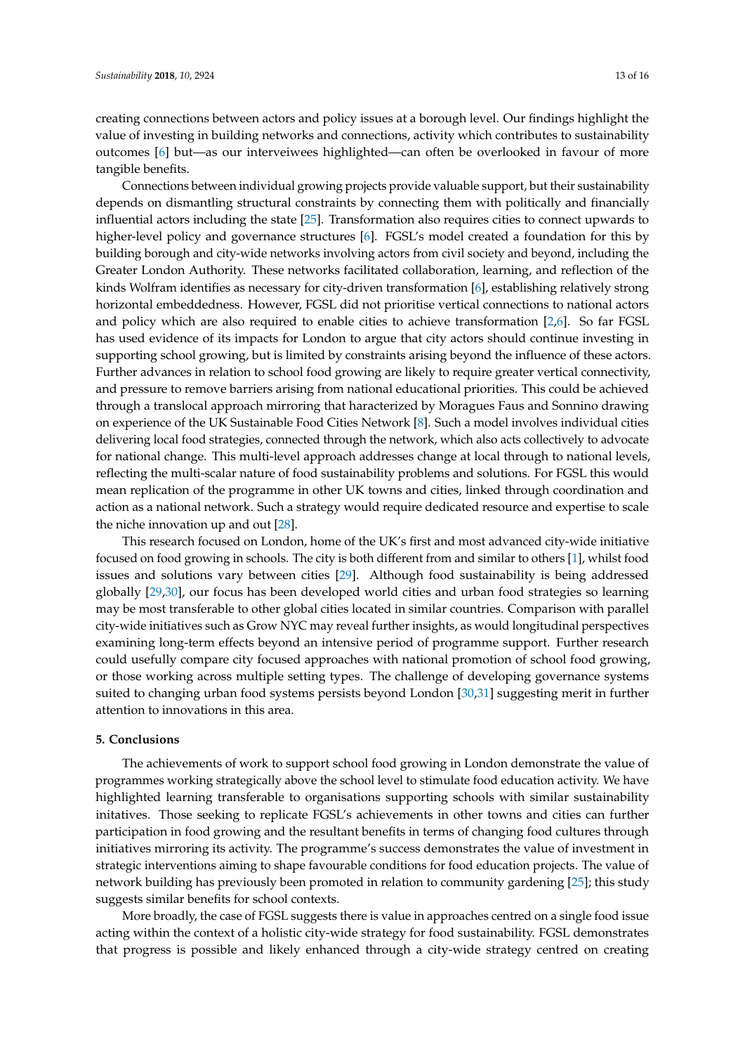creating connections between actors and policy issues at a borough level. Our findings highlight the value of investing in building networks and connections, activity which contributes to sustainability outcomes [6] but—as our interveiwees highlighted—can often be overlooked in favour of more tangible benefits.

Connections between individual growing projects provide valuable support, but their sustainability depends on dismantling structural constraints by connecting them with politically and financially influential actors including the state [25]. Transformation also requires cities to connect upwards to higher-level policy and governance structures [6]. FGSL's model created a foundation for this by building borough and city-wide networks involving actors from civil society and beyond, including the Greater London Authority. These networks facilitated collaboration, learning, and reflection of the kinds Wolfram identifies as necessary for city-driven transformation [6], establishing relatively strong horizontal embeddedness. However, FGSL did not prioritise vertical connections to national actors and policy which are also required to enable cities to achieve transformation [2,6]. So far FGSL has used evidence of its impacts for London to argue that city actors should continue investing in supporting school growing, but is limited by constraints arising beyond the influence of these actors. Further advances in relation to school food growing are likely to require greater vertical connectivity, and pressure to remove barriers arising from national educational priorities. This could be achieved through a translocal approach mirroring that haracterized by Moragues Faus and Sonnino drawing on experience of the UK Sustainable Food Cities Network [8]. Such a model involves individual cities delivering local food strategies, connected through the network, which also acts collectively to advocate for national change. This multi-level approach addresses change at local through to national levels, reflecting the multi-scalar nature of food sustainability problems and solutions. For FGSL this would mean replication of the programme in other UK towns and cities, linked through coordination and action as a national network. Such a strategy would require dedicated resource and expertise to scale the niche innovation up and out [28].

This research focused on London, home of the UK's first and most advanced city-wide initiative focused on food growing in schools. The city is both different from and similar to others [1], whilst food issues and solutions vary between cities [29]. Although food sustainability is being addressed globally [29,30], our focus has been developed world cities and urban food strategies so learning may be most transferable to other global cities located in similar countries. Comparison with parallel city-wide initiatives such as Grow NYC may reveal further insights, as would longitudinal perspectives examining long-term effects beyond an intensive period of programme support. Further research could usefully compare city focused approaches with national promotion of school food growing, or those working across multiple setting types. The challenge of developing governance systems suited to changing urban food systems persists beyond London [30,31] suggesting merit in further attention to innovations in this area.

## 5. Conclusions

The achievements of work to support school food growing in London demonstrate the value of programmes working strategically above the school level to stimulate food education activity. We have highlighted learning transferable to organisations supporting schools with similar sustainability initatives. Those seeking to replicate FGSL's achievements in other towns and cities can further participation in food growing and the resultant benefits in terms of changing food cultures through initiatives mirroring its activity. The programme's success demonstrates the value of investment in strategic interventions aiming to shape favourable conditions for food education projects. The value of network building has previously been promoted in relation to community gardening [25]; this study suggests similar benefits for school contexts.

More broadly, the case of FGSL suggests there is value in approaches centred on a single food issue acting within the context of a holistic city-wide strategy for food sustainability. FGSL demonstrates that progress is possible and likely enhanced through a city-wide strategy centred on creating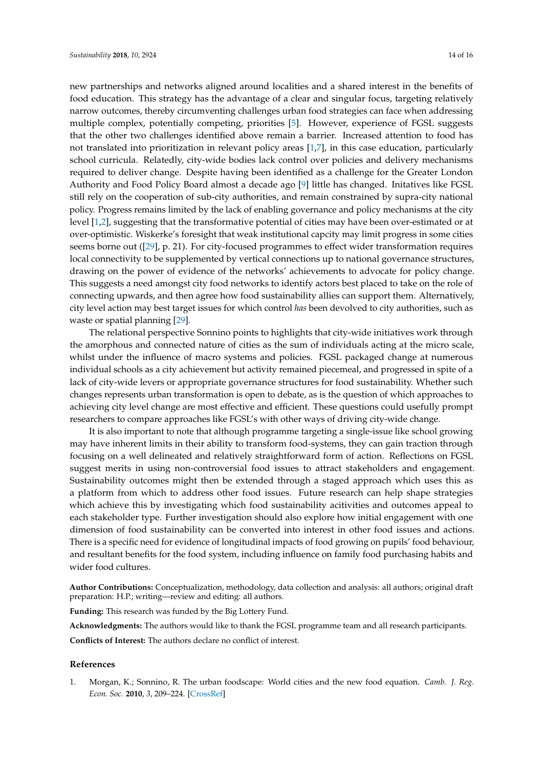new partnerships and networks aligned around localities and a shared interest in the benefits of food education. This strategy has the advantage of a clear and singular focus, targeting relatively narrow outcomes, thereby circumventing challenges urban food strategies can face when addressing multiple complex, potentially competing, priorities [5]. However, experience of FGSL suggests that the other two challenges identified above remain a barrier. Increased attention to food has not translated into prioritization in relevant policy areas [1,7], in this case education, particularly school curricula. Relatedly, city-wide bodies lack control over policies and delivery mechanisms required to deliver change. Despite having been identified as a challenge for the Greater London Authority and Food Policy Board almost a decade ago [9] little has changed. Initatives like FGSL still rely on the cooperation of sub-city authorities, and remain constrained by supra-city national policy. Progress remains limited by the lack of enabling governance and policy mechanisms at the city level [1,2], suggesting that the transformative potential of cities may have been over-estimated or at over-optimistic. Wiskerke's foresight that weak institutional capcity may limit progress in some cities seems borne out ([29], p. 21). For city-focused programmes to effect wider transformation requires local connectivity to be supplemented by vertical connections up to national governance structures, drawing on the power of evidence of the networks' achievements to advocate for policy change. This suggests a need amongst city food networks to identify actors best placed to take on the role of connecting upwards, and then agree how food sustainability allies can support them. Alternatively, city level action may best target issues for which control *has* been devolved to city authorities, such as waste or spatial planning [29].

The relational perspective Sonnino points to highlights that city-wide initiatives work through the amorphous and connected nature of cities as the sum of individuals acting at the micro scale, whilst under the influence of macro systems and policies. FGSL packaged change at numerous individual schools as a city achievement but activity remained piecemeal, and progressed in spite of a lack of city-wide levers or appropriate governance structures for food sustainability. Whether such changes represents urban transformation is open to debate, as is the question of which approaches to achieving city level change are most effective and efficient. These questions could usefully prompt researchers to compare approaches like FGSL's with other ways of driving city-wide change.

It is also important to note that although programme targeting a single-issue like school growing may have inherent limits in their ability to transform food-systems, they can gain traction through focusing on a well delineated and relatively straightforward form of action. Reflections on FGSL suggest merits in using non-controversial food issues to attract stakeholders and engagement. Sustainability outcomes might then be extended through a staged approach which uses this as a platform from which to address other food issues. Future research can help shape strategies which achieve this by investigating which food sustainability acitivities and outcomes appeal to each stakeholder type. Further investigation should also explore how initial engagement with one dimension of food sustainability can be converted into interest in other food issues and actions. There is a specific need for evidence of longitudinal impacts of food growing on pupils' food behaviour, and resultant benefits for the food system, including influence on family food purchasing habits and wider food cultures.

**Author Contributions:** Conceptualization, methodology, data collection and analysis: all authors; original draft preparation: H.P.; writing—review and editing: all authors.

**Funding:** This research was funded by the Big Lottery Fund.

**Acknowledgments:** The authors would like to thank the FGSL programme team and all research participants.

**Conflicts of Interest:** The authors declare no conflict of interest.

## References

1. Morgan, K.; Sonnino, R. The urban foodscape: World cities and the new food equation. *Camb. J. Reg. Econ. Soc.* **2010**, *3*, 209–224. [CrossRef]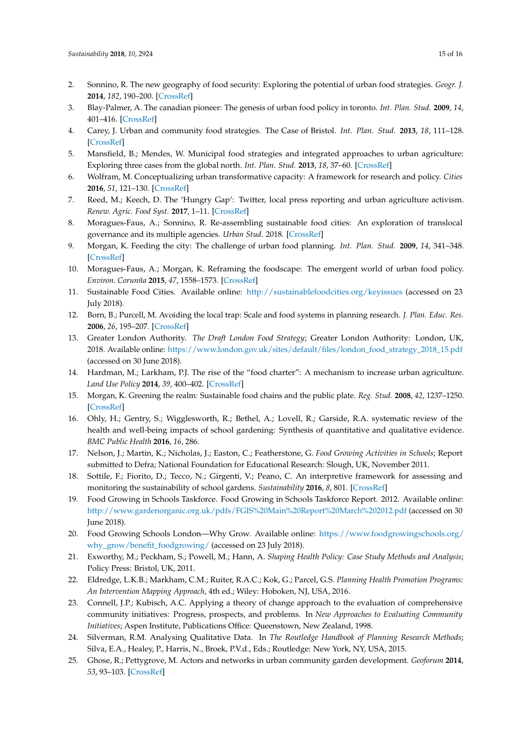2. Sonnino, R. The new geography of food security: Exploring the potential of urban food strategies. *Geogr. J.* **2014**, *182*, 190–200. [CrossRef]
3. Blay-Palmer, A. The canadian pioneer: The genesis of urban food policy in toronto. *Int. Plan. Stud.* **2009**, *14*, 401–416. [CrossRef]
4. Carey, J. Urban and community food strategies. The Case of Bristol. *Int. Plan. Stud.* **2013**, *18*, 111–128. [CrossRef]
5. Mansfield, B.; Mendes, W. Municipal food strategies and integrated approaches to urban agriculture: Exploring three cases from the global north. *Int. Plan. Stud.* **2013**, *18*, 37–60. [CrossRef]
6. Wolfram, M. Conceptualizing urban transformative capacity: A framework for research and policy. *Cities* **2016**, *51*, 121–130. [CrossRef]
7. Reed, M.; Keech, D. The 'Hungry Gap': Twitter, local press reporting and urban agriculture activism. *Renew. Agric. Food Syst.* **2017**, 1–11. [CrossRef]
8. Moragues-Faus, A.; Sonnino, R. Re-assembling sustainable food cities: An exploration of translocal governance and its multiple agencies. *Urban Stud.* 2018. [CrossRef]
9. Morgan, K. Feeding the city: The challenge of urban food planning. *Int. Plan. Stud.* **2009**, *14*, 341–348. [CrossRef]
10. Moragues-Faus, A.; Morgan, K. Reframing the foodscape: The emergent world of urban food policy. *Environ. Coruña* **2015**, *47*, 1558–1573. [CrossRef]
11. Sustainable Food Cities. Available online: http://sustainablefoodcities.org/keyissues (accessed on 23 July 2018).
12. Born, B.; Purcell, M. Avoiding the local trap: Scale and food systems in planning research. *J. Plan. Educ. Res.* **2006**, *26*, 195–207. [CrossRef]
13. Greater London Authority. *The Draft London Food Strategy*; Greater London Authority: London, UK, 2018. Available online: https://www.london.gov.uk/sites/default/files/london_food_strategy_2018_15.pdf (accessed on 30 June 2018).
14. Hardman, M.; Larkham, P.J. The rise of the "food charter": A mechanism to increase urban agriculture. *Land Use Policy* **2014**, *39*, 400–402. [CrossRef]
15. Morgan, K. Greening the realm: Sustainable food chains and the public plate. *Reg. Stud.* **2008**, *42*, 1237–1250. [CrossRef]
16. Ohly, H.; Gentry, S.; Wigglesworth, R.; Bethel, A.; Lovell, R.; Garside, R.A. systematic review of the health and well-being impacts of school gardening: Synthesis of quantitative and qualitative evidence. *BMC Public Health* **2016**, *16*, 286.
17. Nelson, J.; Martin, K.; Nicholas, J.; Easton, C.; Featherstone, G. *Food Growing Activities in Schools*; Report submitted to Defra; National Foundation for Educational Research: Slough, UK, November 2011.
18. Sottile, F.; Fiorito, D.; Tecco, N.; Girgenti, V.; Peano, C. An interpretive framework for assessing and monitoring the sustainability of school gardens. *Sustainability* **2016**, *8*, 801. [CrossRef]
19. Food Growing in Schools Taskforce. Food Growing in Schools Taskforce Report. 2012. Available online: http://www.gardenorganic.org.uk/pdfs/FGIS%20Main%20Report%20March%202012.pdf (accessed on 30 June 2018).
20. Food Growing Schools London—Why Grow. Available online: https://www.foodgrowingschools.org/why_grow/benefit_foodgrowing/ (accessed on 23 July 2018).
21. Exworthy, M.; Peckham, S.; Powell, M.; Hann, A. *Shaping Health Policy: Case Study Methods and Analysis*; Policy Press: Bristol, UK, 2011.
22. Eldredge, L.K.B.; Markham, C.M.; Ruiter, R.A.C.; Kok, G.; Parcel, G.S. *Planning Health Promotion Programs: An Intervention Mapping Approach*, 4th ed.; Wiley: Hoboken, NJ, USA, 2016.
23. Connell, J.P.; Kubisch, A.C. Applying a theory of change approach to the evaluation of comprehensive community initiatives: Progress, prospects, and problems. In *New Approaches to Evaluating Community Initiatives*; Aspen Institute, Publications Office: Queenstown, New Zealand, 1998.
24. Silverman, R.M. Analysing Qualitative Data. In *The Routledge Handbook of Planning Research Methods*; Silva, E.A., Healey, P., Harris, N., Broek, P.V.d., Eds.; Routledge: New York, NY, USA, 2015.
25. Ghose, R.; Pettygrove, M. Actors and networks in urban community garden development. *Geoforum* **2014**, *53*, 93–103. [CrossRef]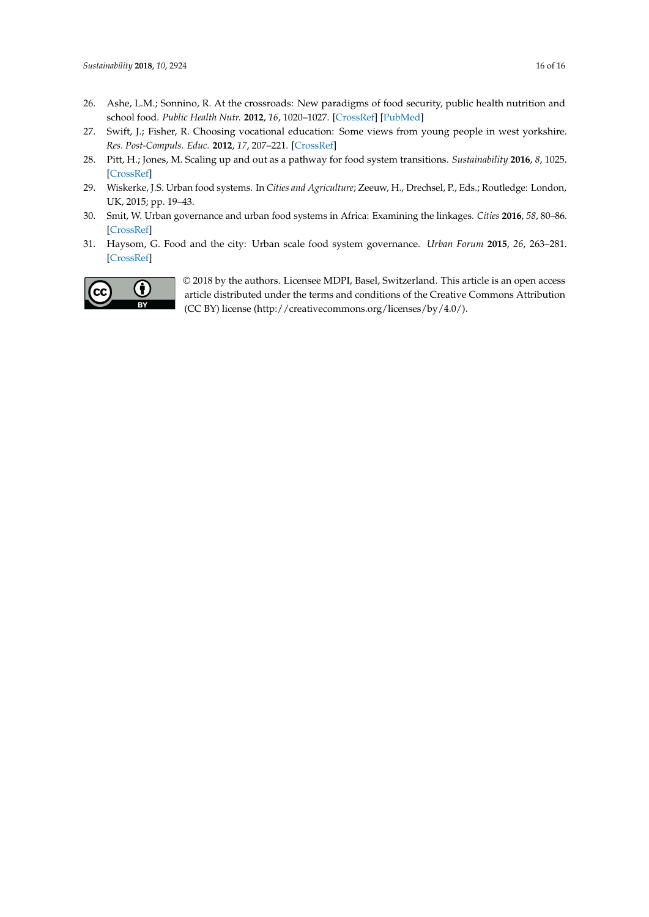26. Ashe, L.M.; Sonnino, R. At the crossroads: New paradigms of food security, public health nutrition and school food. *Public Health Nutr.* **2012**, *16*, 1020–1027. [CrossRef] [PubMed]
27. Swift, J.; Fisher, R. Choosing vocational education: Some views from young people in west yorkshire. *Res. Post-Compuls. Educ.* **2012**, *17*, 207–221. [CrossRef]
28. Pitt, H.; Jones, M. Scaling up and out as a pathway for food system transitions. *Sustainability* **2016**, *8*, 1025. [CrossRef]
29. Wiskerke, J.S. Urban food systems. In *Cities and Agriculture*; Zeeuw, H., Drechsel, P., Eds.; Routledge: London, UK, 2015; pp. 19–43.
30. Smit, W. Urban governance and urban food systems in Africa: Examining the linkages. *Cities* **2016**, *58*, 80–86. [CrossRef]
31. Haysom, G. Food and the city: Urban scale food system governance. *Urban Forum* **2015**, *26*, 263–281. [CrossRef]

© 2018 by the authors. Licensee MDPI, Basel, Switzerland. This article is an open access article distributed under the terms and conditions of the Creative Commons Attribution (CC BY) license (http://creativecommons.org/licenses/by/4.0/).